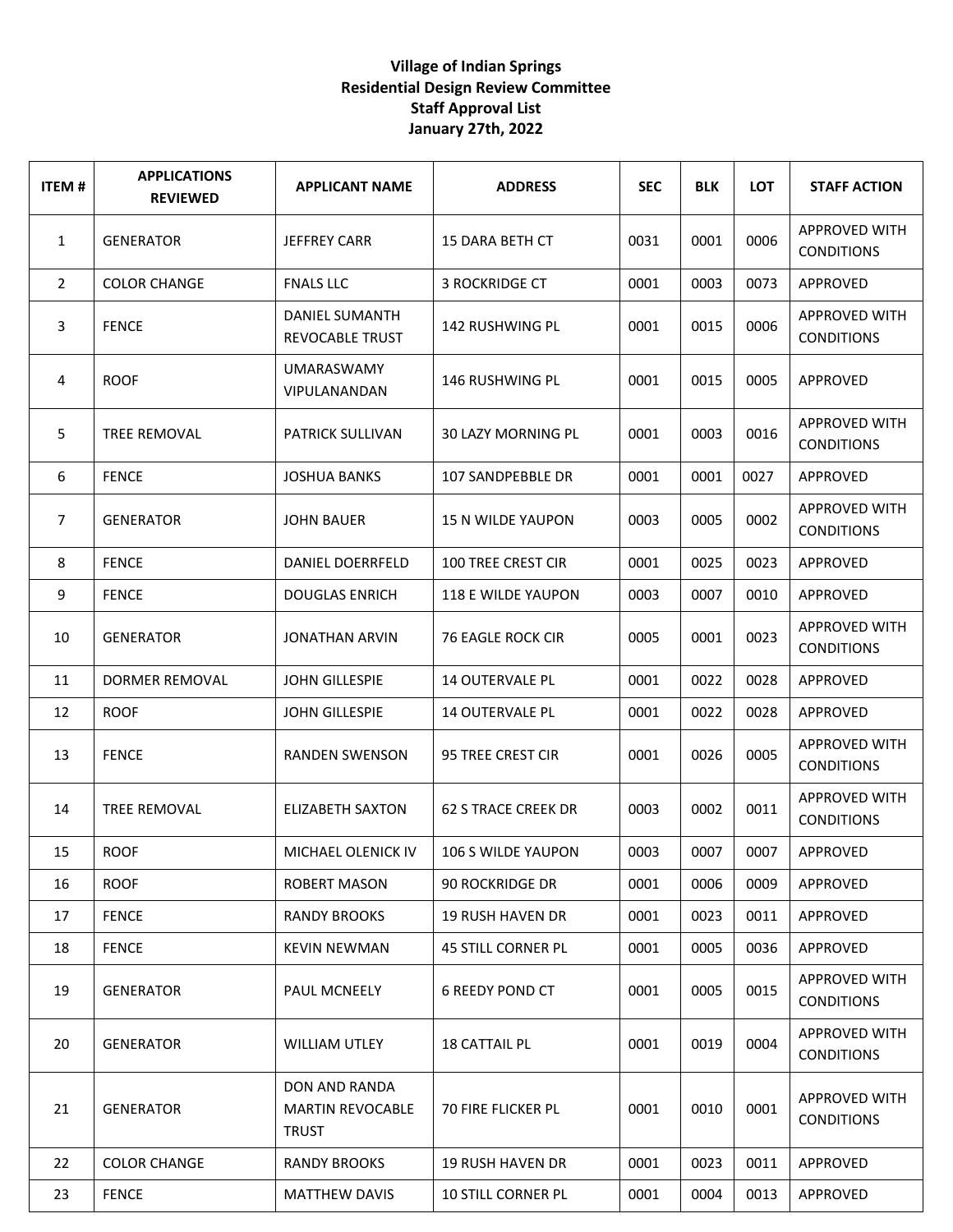**Village of Indian Springs**
**Residential Design Review Committee**
**Staff Approval List**
**January 27th, 2022**

| ITEM # | APPLICATIONS REVIEWED | APPLICANT NAME | ADDRESS | SEC | BLK | LOT | STAFF ACTION |
|---|---|---|---|---|---|---|---|
| 1 | GENERATOR | JEFFREY CARR | 15 DARA BETH CT | 0031 | 0001 | 0006 | APPROVED WITH CONDITIONS |
| 2 | COLOR CHANGE | FNALS LLC | 3 ROCKRIDGE CT | 0001 | 0003 | 0073 | APPROVED |
| 3 | FENCE | DANIEL SUMANTH REVOCABLE TRUST | 142 RUSHWING PL | 0001 | 0015 | 0006 | APPROVED WITH CONDITIONS |
| 4 | ROOF | UMARASWAMY VIPULANANDAN | 146 RUSHWING PL | 0001 | 0015 | 0005 | APPROVED |
| 5 | TREE REMOVAL | PATRICK SULLIVAN | 30 LAZY MORNING PL | 0001 | 0003 | 0016 | APPROVED WITH CONDITIONS |
| 6 | FENCE | JOSHUA BANKS | 107 SANDPEBBLE DR | 0001 | 0001 | 0027 | APPROVED |
| 7 | GENERATOR | JOHN BAUER | 15 N WILDE YAUPON | 0003 | 0005 | 0002 | APPROVED WITH CONDITIONS |
| 8 | FENCE | DANIEL DOERRFELD | 100 TREE CREST CIR | 0001 | 0025 | 0023 | APPROVED |
| 9 | FENCE | DOUGLAS ENRICH | 118 E WILDE YAUPON | 0003 | 0007 | 0010 | APPROVED |
| 10 | GENERATOR | JONATHAN ARVIN | 76 EAGLE ROCK CIR | 0005 | 0001 | 0023 | APPROVED WITH CONDITIONS |
| 11 | DORMER REMOVAL | JOHN GILLESPIE | 14 OUTERVALE PL | 0001 | 0022 | 0028 | APPROVED |
| 12 | ROOF | JOHN GILLESPIE | 14 OUTERVALE PL | 0001 | 0022 | 0028 | APPROVED |
| 13 | FENCE | RANDEN SWENSON | 95 TREE CREST CIR | 0001 | 0026 | 0005 | APPROVED WITH CONDITIONS |
| 14 | TREE REMOVAL | ELIZABETH SAXTON | 62 S TRACE CREEK DR | 0003 | 0002 | 0011 | APPROVED WITH CONDITIONS |
| 15 | ROOF | MICHAEL OLENICK IV | 106 S WILDE YAUPON | 0003 | 0007 | 0007 | APPROVED |
| 16 | ROOF | ROBERT MASON | 90 ROCKRIDGE DR | 0001 | 0006 | 0009 | APPROVED |
| 17 | FENCE | RANDY BROOKS | 19 RUSH HAVEN DR | 0001 | 0023 | 0011 | APPROVED |
| 18 | FENCE | KEVIN NEWMAN | 45 STILL CORNER PL | 0001 | 0005 | 0036 | APPROVED |
| 19 | GENERATOR | PAUL MCNEELY | 6 REEDY POND CT | 0001 | 0005 | 0015 | APPROVED WITH CONDITIONS |
| 20 | GENERATOR | WILLIAM UTLEY | 18 CATTAIL PL | 0001 | 0019 | 0004 | APPROVED WITH CONDITIONS |
| 21 | GENERATOR | DON AND RANDA MARTIN REVOCABLE TRUST | 70 FIRE FLICKER PL | 0001 | 0010 | 0001 | APPROVED WITH CONDITIONS |
| 22 | COLOR CHANGE | RANDY BROOKS | 19 RUSH HAVEN DR | 0001 | 0023 | 0011 | APPROVED |
| 23 | FENCE | MATTHEW DAVIS | 10 STILL CORNER PL | 0001 | 0004 | 0013 | APPROVED |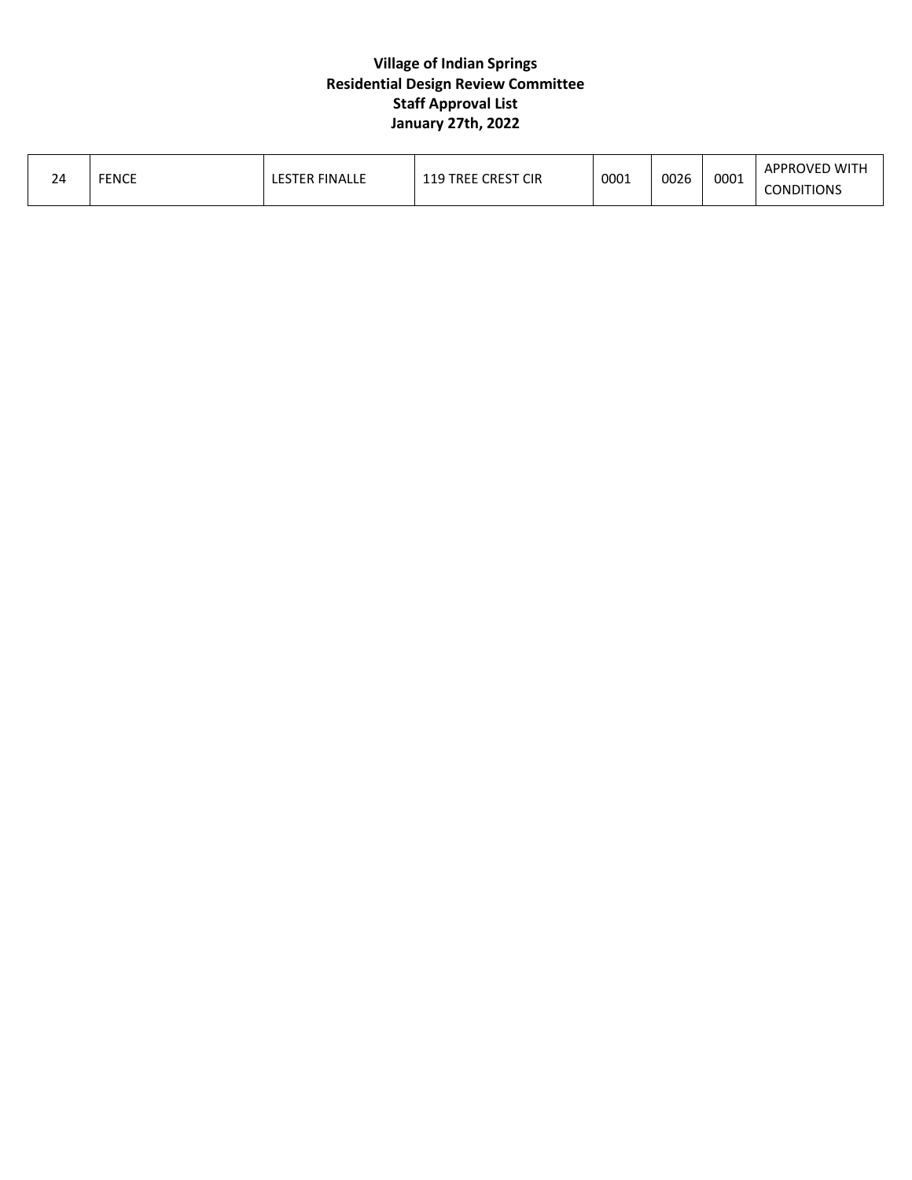**Village of Indian Springs**
**Residential Design Review Committee**
**Staff Approval List**
**January 27th, 2022**

| | | | | | | | |
|---|---|---|---|---|---|---|---|
| 24 | FENCE | LESTER FINALLE | 119 TREE CREST CIR | 0001 | 0026 | 0001 | APPROVED WITH CONDITIONS |